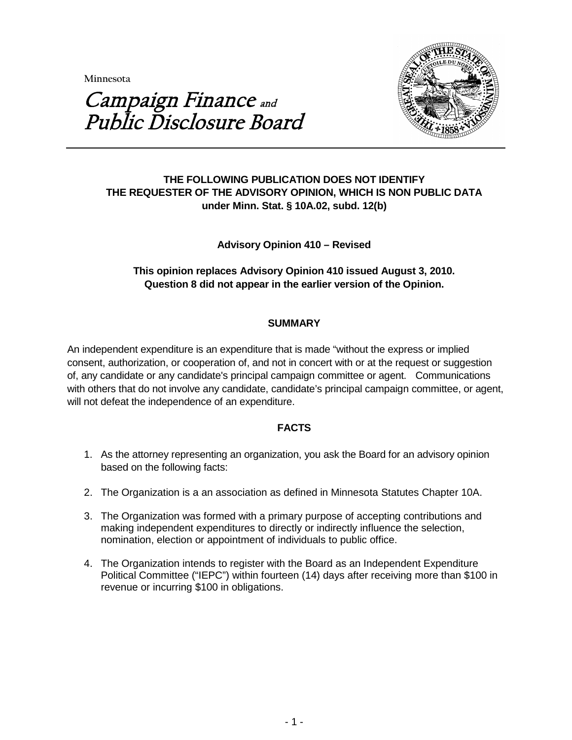Minnesota

# Campaign Finance and Public Disclosure Board

**THE FOLLOWING PUBLICATION DOES NOT IDENTIFY THE REQUESTER OF THE ADVISORY OPINION, WHICH IS NON PUBLIC DATA under Minn. Stat. § 10A.02, subd. 12(b)**

**Advisory Opinion 410 – Revised**

**This opinion replaces Advisory Opinion 410 issued August 3, 2010. Question 8 did not appear in the earlier version of the Opinion.**

## SUMMARY

An independent expenditure is an expenditure that is made "without the express or implied consent, authorization, or cooperation of, and not in concert with or at the request or suggestion of, any candidate or any candidate's principal campaign committee or agent. Communications with others that do not involve any candidate, candidate's principal campaign committee, or agent, will not defeat the independence of an expenditure.

## FACTS

1. As the attorney representing an organization, you ask the Board for an advisory opinion based on the following facts:
2. The Organization is a an association as defined in Minnesota Statutes Chapter 10A.
3. The Organization was formed with a primary purpose of accepting contributions and making independent expenditures to directly or indirectly influence the selection, nomination, election or appointment of individuals to public office.
4. The Organization intends to register with the Board as an Independent Expenditure Political Committee ("IEPC") within fourteen (14) days after receiving more than $100 in revenue or incurring $100 in obligations.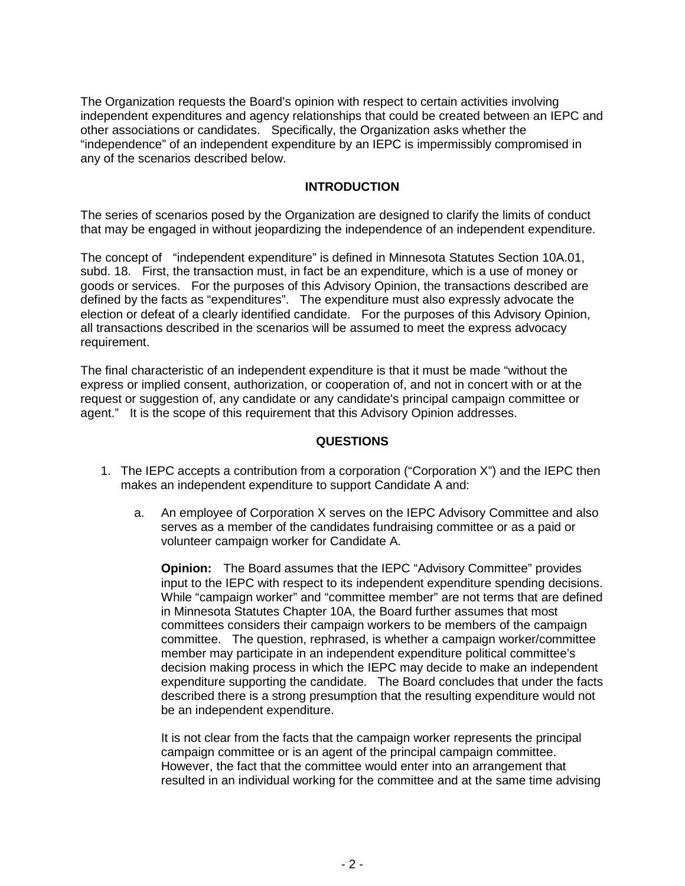The Organization requests the Board's opinion with respect to certain activities involving independent expenditures and agency relationships that could be created between an IEPC and other associations or candidates. Specifically, the Organization asks whether the "independence" of an independent expenditure by an IEPC is impermissibly compromised in any of the scenarios described below.

## INTRODUCTION

The series of scenarios posed by the Organization are designed to clarify the limits of conduct that may be engaged in without jeopardizing the independence of an independent expenditure.

The concept of "independent expenditure" is defined in Minnesota Statutes Section 10A.01, subd. 18. First, the transaction must, in fact be an expenditure, which is a use of money or goods or services. For the purposes of this Advisory Opinion, the transactions described are defined by the facts as "expenditures". The expenditure must also expressly advocate the election or defeat of a clearly identified candidate. For the purposes of this Advisory Opinion, all transactions described in the scenarios will be assumed to meet the express advocacy requirement.

The final characteristic of an independent expenditure is that it must be made "without the express or implied consent, authorization, or cooperation of, and not in concert with or at the request or suggestion of, any candidate or any candidate's principal campaign committee or agent." It is the scope of this requirement that this Advisory Opinion addresses.

## QUESTIONS

1. The IEPC accepts a contribution from a corporation ("Corporation X") and the IEPC then makes an independent expenditure to support Candidate A and:

   a. An employee of Corporation X serves on the IEPC Advisory Committee and also serves as a member of the candidates fundraising committee or as a paid or volunteer campaign worker for Candidate A.

      **Opinion:** The Board assumes that the IEPC "Advisory Committee" provides input to the IEPC with respect to its independent expenditure spending decisions. While "campaign worker" and "committee member" are not terms that are defined in Minnesota Statutes Chapter 10A, the Board further assumes that most committees considers their campaign workers to be members of the campaign committee. The question, rephrased, is whether a campaign worker/committee member may participate in an independent expenditure political committee's decision making process in which the IEPC may decide to make an independent expenditure supporting the candidate. The Board concludes that under the facts described there is a strong presumption that the resulting expenditure would not be an independent expenditure.

      It is not clear from the facts that the campaign worker represents the principal campaign committee or is an agent of the principal campaign committee. However, the fact that the committee would enter into an arrangement that resulted in an individual working for the committee and at the same time advising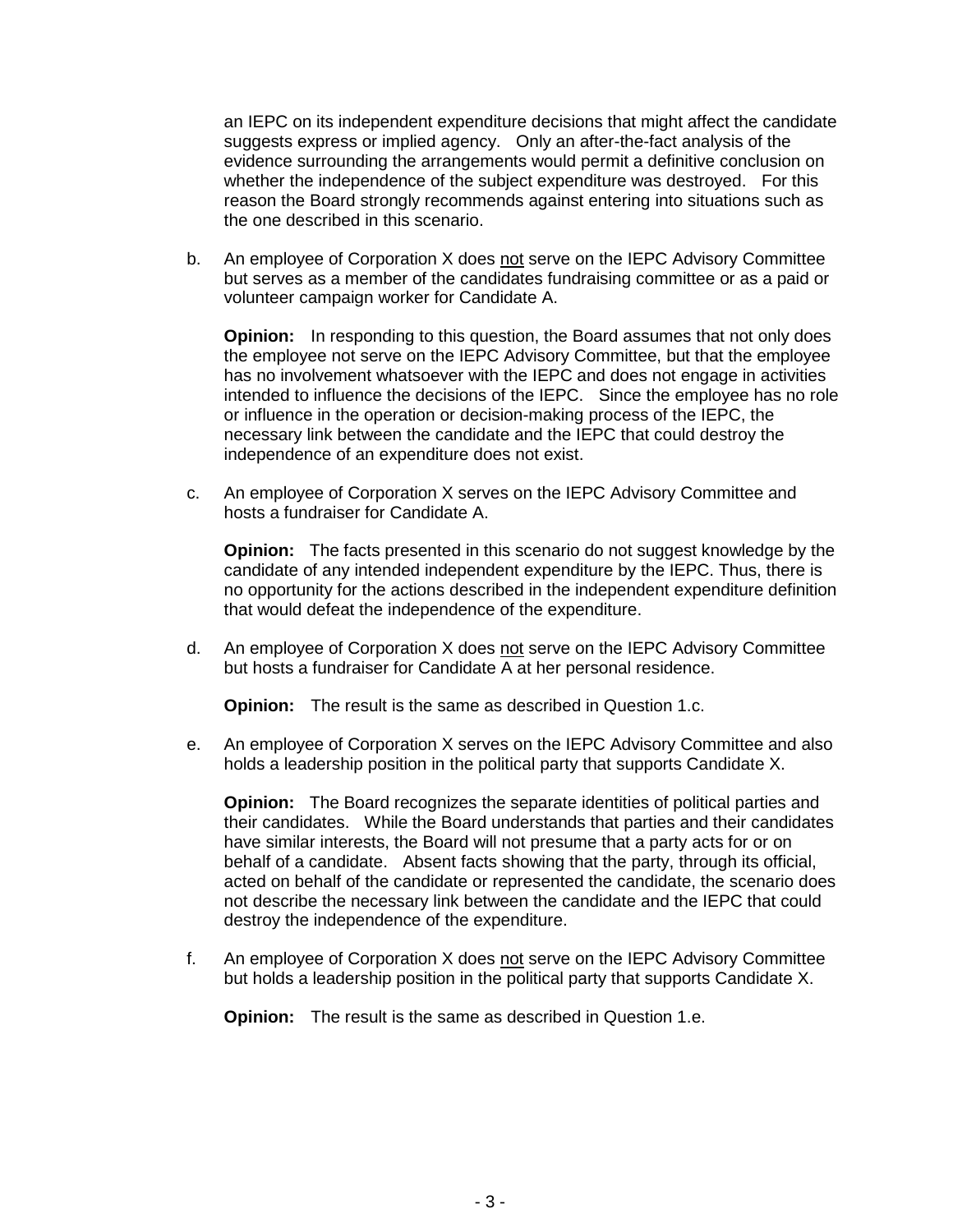an IEPC on its independent expenditure decisions that might affect the candidate suggests express or implied agency. Only an after-the-fact analysis of the evidence surrounding the arrangements would permit a definitive conclusion on whether the independence of the subject expenditure was destroyed. For this reason the Board strongly recommends against entering into situations such as the one described in this scenario.

b. An employee of Corporation X does not serve on the IEPC Advisory Committee but serves as a member of the candidates fundraising committee or as a paid or volunteer campaign worker for Candidate A.

   **Opinion:** In responding to this question, the Board assumes that not only does the employee not serve on the IEPC Advisory Committee, but that the employee has no involvement whatsoever with the IEPC and does not engage in activities intended to influence the decisions of the IEPC. Since the employee has no role or influence in the operation or decision-making process of the IEPC, the necessary link between the candidate and the IEPC that could destroy the independence of an expenditure does not exist.

c. An employee of Corporation X serves on the IEPC Advisory Committee and hosts a fundraiser for Candidate A.

   **Opinion:** The facts presented in this scenario do not suggest knowledge by the candidate of any intended independent expenditure by the IEPC. Thus, there is no opportunity for the actions described in the independent expenditure definition that would defeat the independence of the expenditure.

d. An employee of Corporation X does not serve on the IEPC Advisory Committee but hosts a fundraiser for Candidate A at her personal residence.

   **Opinion:** The result is the same as described in Question 1.c.

e. An employee of Corporation X serves on the IEPC Advisory Committee and also holds a leadership position in the political party that supports Candidate X.

   **Opinion:** The Board recognizes the separate identities of political parties and their candidates. While the Board understands that parties and their candidates have similar interests, the Board will not presume that a party acts for or on behalf of a candidate. Absent facts showing that the party, through its official, acted on behalf of the candidate or represented the candidate, the scenario does not describe the necessary link between the candidate and the IEPC that could destroy the independence of the expenditure.

f. An employee of Corporation X does not serve on the IEPC Advisory Committee but holds a leadership position in the political party that supports Candidate X.

   **Opinion:** The result is the same as described in Question 1.e.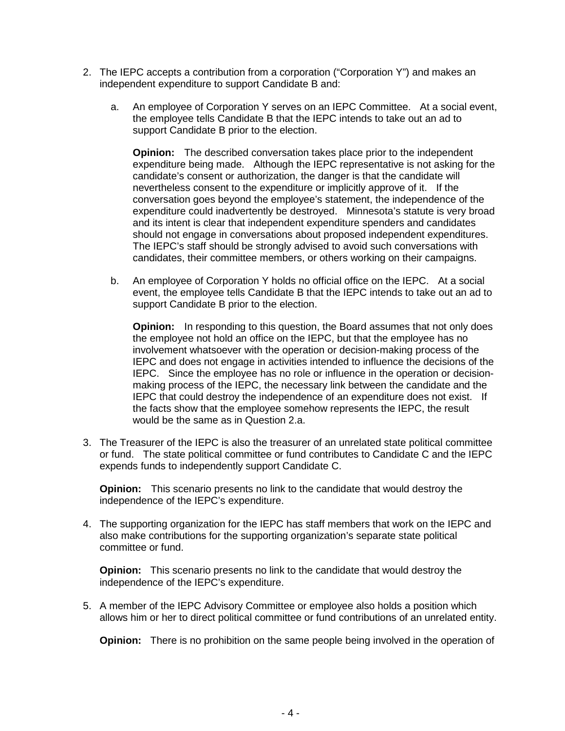2. The IEPC accepts a contribution from a corporation ("Corporation Y") and makes an independent expenditure to support Candidate B and:

   a. An employee of Corporation Y serves on an IEPC Committee. At a social event, the employee tells Candidate B that the IEPC intends to take out an ad to support Candidate B prior to the election.

      **Opinion:** The described conversation takes place prior to the independent expenditure being made. Although the IEPC representative is not asking for the candidate's consent or authorization, the danger is that the candidate will nevertheless consent to the expenditure or implicitly approve of it. If the conversation goes beyond the employee's statement, the independence of the expenditure could inadvertently be destroyed. Minnesota's statute is very broad and its intent is clear that independent expenditure spenders and candidates should not engage in conversations about proposed independent expenditures. The IEPC's staff should be strongly advised to avoid such conversations with candidates, their committee members, or others working on their campaigns.

   b. An employee of Corporation Y holds no official office on the IEPC. At a social event, the employee tells Candidate B that the IEPC intends to take out an ad to support Candidate B prior to the election.

      **Opinion:** In responding to this question, the Board assumes that not only does the employee not hold an office on the IEPC, but that the employee has no involvement whatsoever with the operation or decision-making process of the IEPC and does not engage in activities intended to influence the decisions of the IEPC. Since the employee has no role or influence in the operation or decision-making process of the IEPC, the necessary link between the candidate and the IEPC that could destroy the independence of an expenditure does not exist. If the facts show that the employee somehow represents the IEPC, the result would be the same as in Question 2.a.

3. The Treasurer of the IEPC is also the treasurer of an unrelated state political committee or fund. The state political committee or fund contributes to Candidate C and the IEPC expends funds to independently support Candidate C.

   **Opinion:** This scenario presents no link to the candidate that would destroy the independence of the IEPC's expenditure.

4. The supporting organization for the IEPC has staff members that work on the IEPC and also make contributions for the supporting organization's separate state political committee or fund.

   **Opinion:** This scenario presents no link to the candidate that would destroy the independence of the IEPC's expenditure.

5. A member of the IEPC Advisory Committee or employee also holds a position which allows him or her to direct political committee or fund contributions of an unrelated entity.

   **Opinion:** There is no prohibition on the same people being involved in the operation of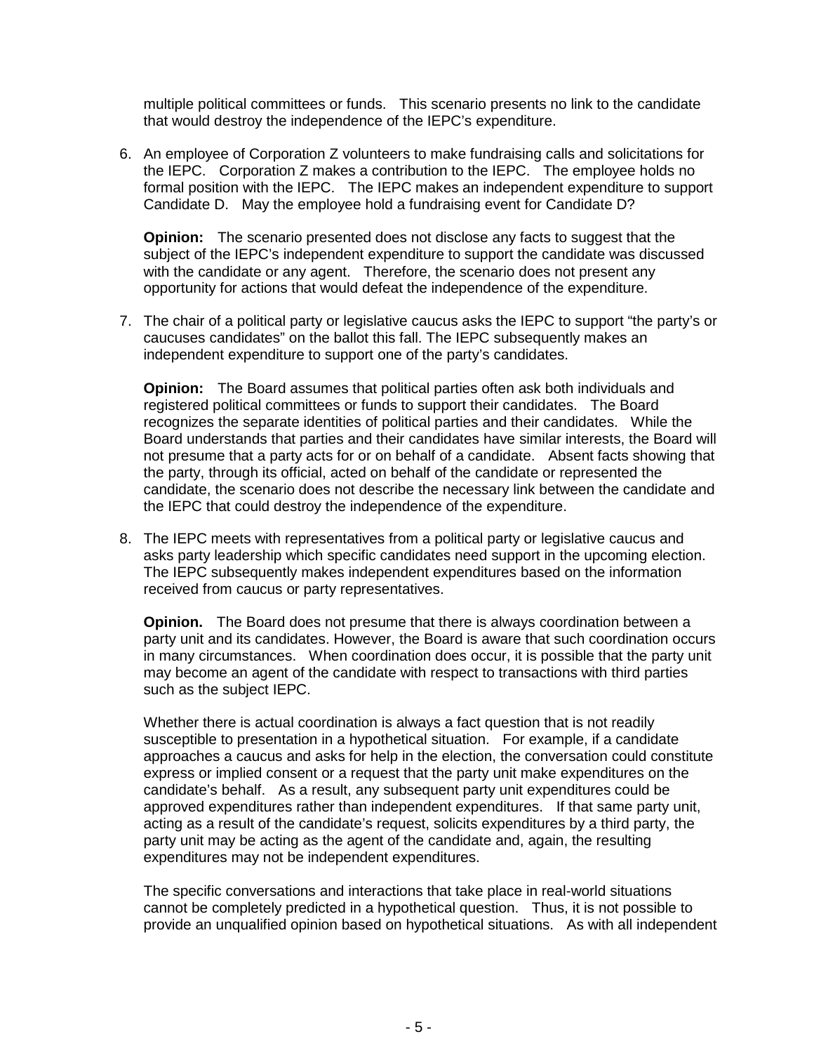multiple political committees or funds. This scenario presents no link to the candidate that would destroy the independence of the IEPC's expenditure.

6. An employee of Corporation Z volunteers to make fundraising calls and solicitations for the IEPC. Corporation Z makes a contribution to the IEPC. The employee holds no formal position with the IEPC. The IEPC makes an independent expenditure to support Candidate D. May the employee hold a fundraising event for Candidate D?

   **Opinion:** The scenario presented does not disclose any facts to suggest that the subject of the IEPC's independent expenditure to support the candidate was discussed with the candidate or any agent. Therefore, the scenario does not present any opportunity for actions that would defeat the independence of the expenditure.

7. The chair of a political party or legislative caucus asks the IEPC to support "the party's or caucuses candidates" on the ballot this fall. The IEPC subsequently makes an independent expenditure to support one of the party's candidates.

   **Opinion:** The Board assumes that political parties often ask both individuals and registered political committees or funds to support their candidates. The Board recognizes the separate identities of political parties and their candidates. While the Board understands that parties and their candidates have similar interests, the Board will not presume that a party acts for or on behalf of a candidate. Absent facts showing that the party, through its official, acted on behalf of the candidate or represented the candidate, the scenario does not describe the necessary link between the candidate and the IEPC that could destroy the independence of the expenditure.

8. The IEPC meets with representatives from a political party or legislative caucus and asks party leadership which specific candidates need support in the upcoming election. The IEPC subsequently makes independent expenditures based on the information received from caucus or party representatives.

   **Opinion.** The Board does not presume that there is always coordination between a party unit and its candidates. However, the Board is aware that such coordination occurs in many circumstances. When coordination does occur, it is possible that the party unit may become an agent of the candidate with respect to transactions with third parties such as the subject IEPC.

   Whether there is actual coordination is always a fact question that is not readily susceptible to presentation in a hypothetical situation. For example, if a candidate approaches a caucus and asks for help in the election, the conversation could constitute express or implied consent or a request that the party unit make expenditures on the candidate's behalf. As a result, any subsequent party unit expenditures could be approved expenditures rather than independent expenditures. If that same party unit, acting as a result of the candidate's request, solicits expenditures by a third party, the party unit may be acting as the agent of the candidate and, again, the resulting expenditures may not be independent expenditures.

   The specific conversations and interactions that take place in real-world situations cannot be completely predicted in a hypothetical question. Thus, it is not possible to provide an unqualified opinion based on hypothetical situations. As with all independent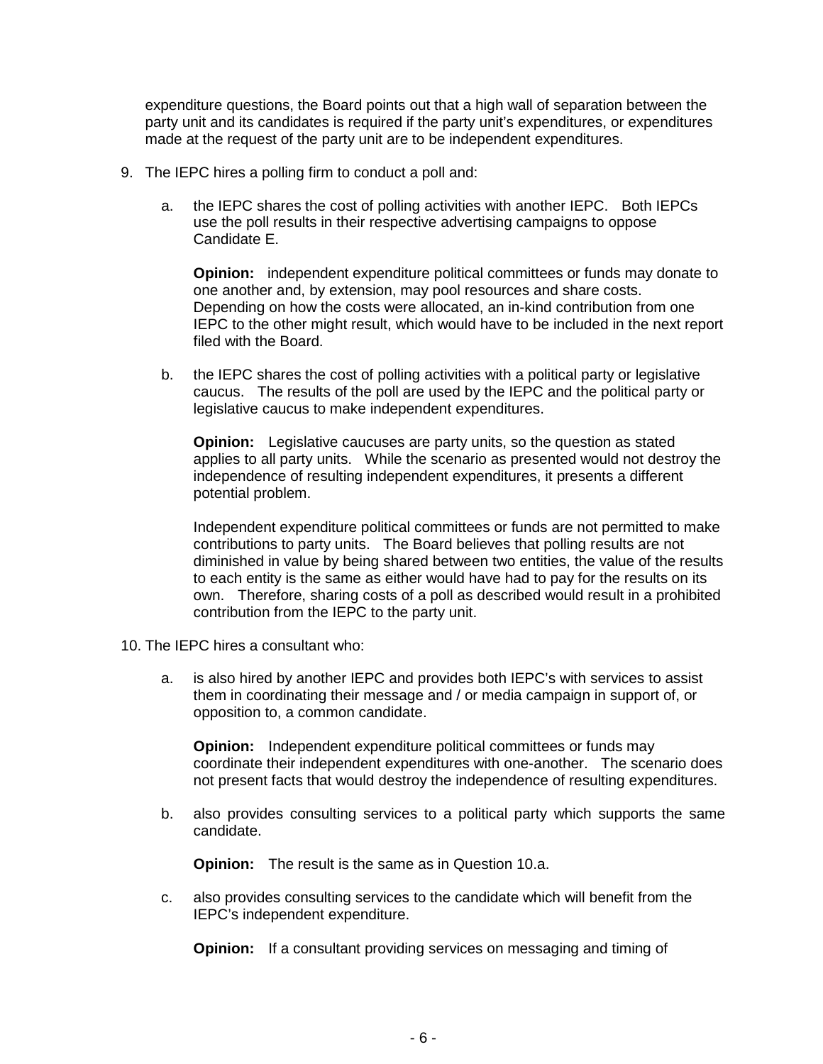expenditure questions, the Board points out that a high wall of separation between the party unit and its candidates is required if the party unit's expenditures, or expenditures made at the request of the party unit are to be independent expenditures.

9. The IEPC hires a polling firm to conduct a poll and:

   a. the IEPC shares the cost of polling activities with another IEPC. Both IEPCs use the poll results in their respective advertising campaigns to oppose Candidate E.

      **Opinion:** independent expenditure political committees or funds may donate to one another and, by extension, may pool resources and share costs. Depending on how the costs were allocated, an in-kind contribution from one IEPC to the other might result, which would have to be included in the next report filed with the Board.

   b. the IEPC shares the cost of polling activities with a political party or legislative caucus. The results of the poll are used by the IEPC and the political party or legislative caucus to make independent expenditures.

      **Opinion:** Legislative caucuses are party units, so the question as stated applies to all party units. While the scenario as presented would not destroy the independence of resulting independent expenditures, it presents a different potential problem.

      Independent expenditure political committees or funds are not permitted to make contributions to party units. The Board believes that polling results are not diminished in value by being shared between two entities, the value of the results to each entity is the same as either would have had to pay for the results on its own. Therefore, sharing costs of a poll as described would result in a prohibited contribution from the IEPC to the party unit.

10. The IEPC hires a consultant who:

    a. is also hired by another IEPC and provides both IEPC's with services to assist them in coordinating their message and / or media campaign in support of, or opposition to, a common candidate.

       **Opinion:** Independent expenditure political committees or funds may coordinate their independent expenditures with one-another. The scenario does not present facts that would destroy the independence of resulting expenditures.

    b. also provides consulting services to a political party which supports the same candidate.

       **Opinion:** The result is the same as in Question 10.a.

    c. also provides consulting services to the candidate which will benefit from the IEPC's independent expenditure.

       **Opinion:** If a consultant providing services on messaging and timing of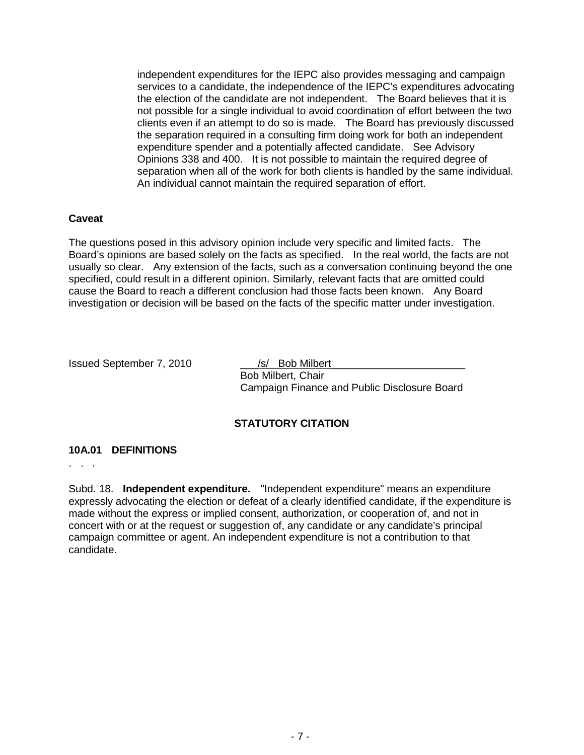independent expenditures for the IEPC also provides messaging and campaign services to a candidate, the independence of the IEPC's expenditures advocating the election of the candidate are not independent. The Board believes that it is not possible for a single individual to avoid coordination of effort between the two clients even if an attempt to do so is made. The Board has previously discussed the separation required in a consulting firm doing work for both an independent expenditure spender and a potentially affected candidate. See Advisory Opinions 338 and 400. It is not possible to maintain the required degree of separation when all of the work for both clients is handled by the same individual. An individual cannot maintain the required separation of effort.

**Caveat**

The questions posed in this advisory opinion include very specific and limited facts. The Board's opinions are based solely on the facts as specified. In the real world, the facts are not usually so clear. Any extension of the facts, such as a conversation continuing beyond the one specified, could result in a different opinion. Similarly, relevant facts that are omitted could cause the Board to reach a different conclusion had those facts been known. Any Board investigation or decision will be based on the facts of the specific matter under investigation.

Issued September 7, 2010

/s/ Bob Milbert
Bob Milbert, Chair
Campaign Finance and Public Disclosure Board

## STATUTORY CITATION

### 10A.01 DEFINITIONS

. . .

Subd. 18. **Independent expenditure.** "Independent expenditure" means an expenditure expressly advocating the election or defeat of a clearly identified candidate, if the expenditure is made without the express or implied consent, authorization, or cooperation of, and not in concert with or at the request or suggestion of, any candidate or any candidate's principal campaign committee or agent. An independent expenditure is not a contribution to that candidate.